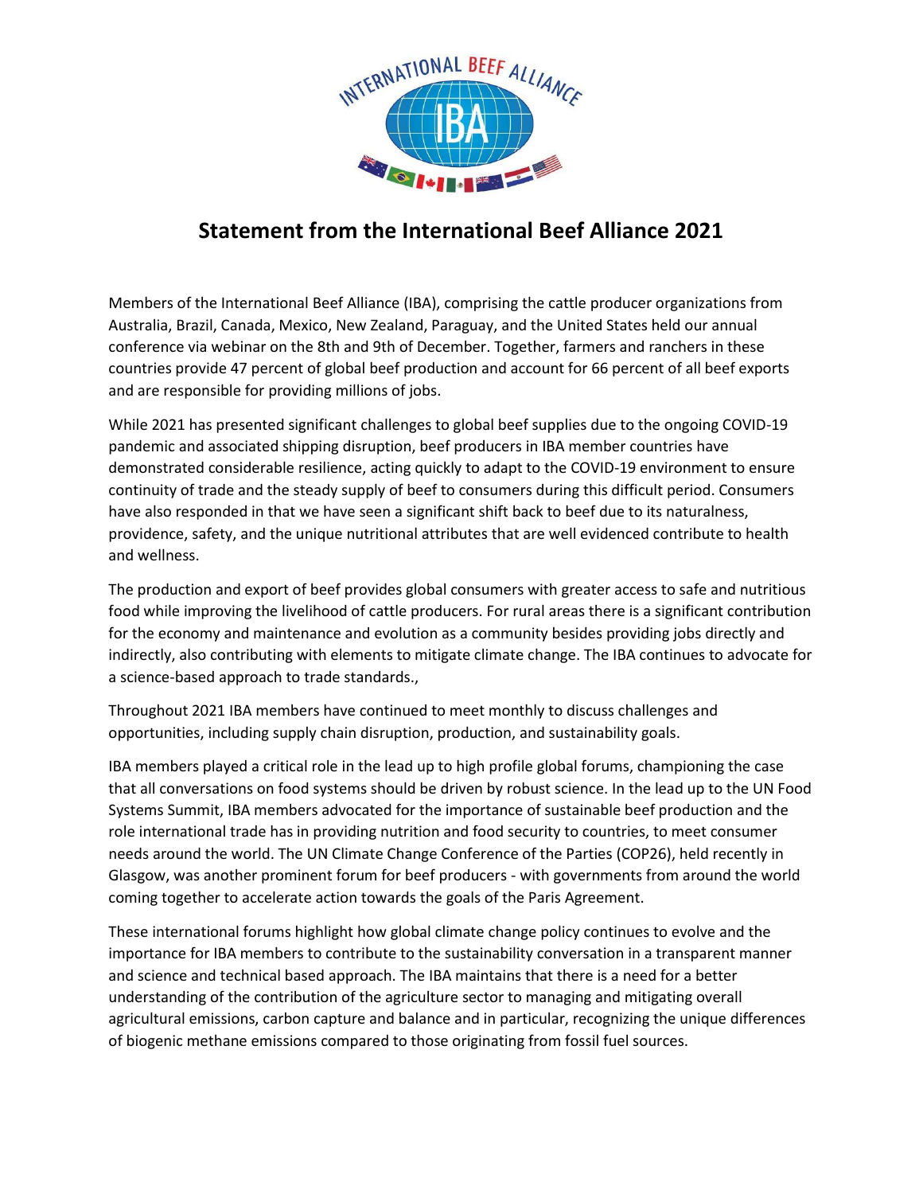# Statement from the International Beef Alliance 2021

Members of the International Beef Alliance (IBA), comprising the cattle producer organizations from Australia, Brazil, Canada, Mexico, New Zealand, Paraguay, and the United States held our annual conference via webinar on the 8th and 9th of December. Together, farmers and ranchers in these countries provide 47 percent of global beef production and account for 66 percent of all beef exports and are responsible for providing millions of jobs.

While 2021 has presented significant challenges to global beef supplies due to the ongoing COVID-19 pandemic and associated shipping disruption, beef producers in IBA member countries have demonstrated considerable resilience, acting quickly to adapt to the COVID-19 environment to ensure continuity of trade and the steady supply of beef to consumers during this difficult period. Consumers have also responded in that we have seen a significant shift back to beef due to its naturalness, providence, safety, and the unique nutritional attributes that are well evidenced contribute to health and wellness.

The production and export of beef provides global consumers with greater access to safe and nutritious food while improving the livelihood of cattle producers. For rural areas there is a significant contribution for the economy and maintenance and evolution as a community besides providing jobs directly and indirectly, also contributing with elements to mitigate climate change. The IBA continues to advocate for a science-based approach to trade standards.,

Throughout 2021 IBA members have continued to meet monthly to discuss challenges and opportunities, including supply chain disruption, production, and sustainability goals.

IBA members played a critical role in the lead up to high profile global forums, championing the case that all conversations on food systems should be driven by robust science. In the lead up to the UN Food Systems Summit, IBA members advocated for the importance of sustainable beef production and the role international trade has in providing nutrition and food security to countries, to meet consumer needs around the world. The UN Climate Change Conference of the Parties (COP26), held recently in Glasgow, was another prominent forum for beef producers - with governments from around the world coming together to accelerate action towards the goals of the Paris Agreement.

These international forums highlight how global climate change policy continues to evolve and the importance for IBA members to contribute to the sustainability conversation in a transparent manner and science and technical based approach. The IBA maintains that there is a need for a better understanding of the contribution of the agriculture sector to managing and mitigating overall agricultural emissions, carbon capture and balance and in particular, recognizing the unique differences of biogenic methane emissions compared to those originating from fossil fuel sources.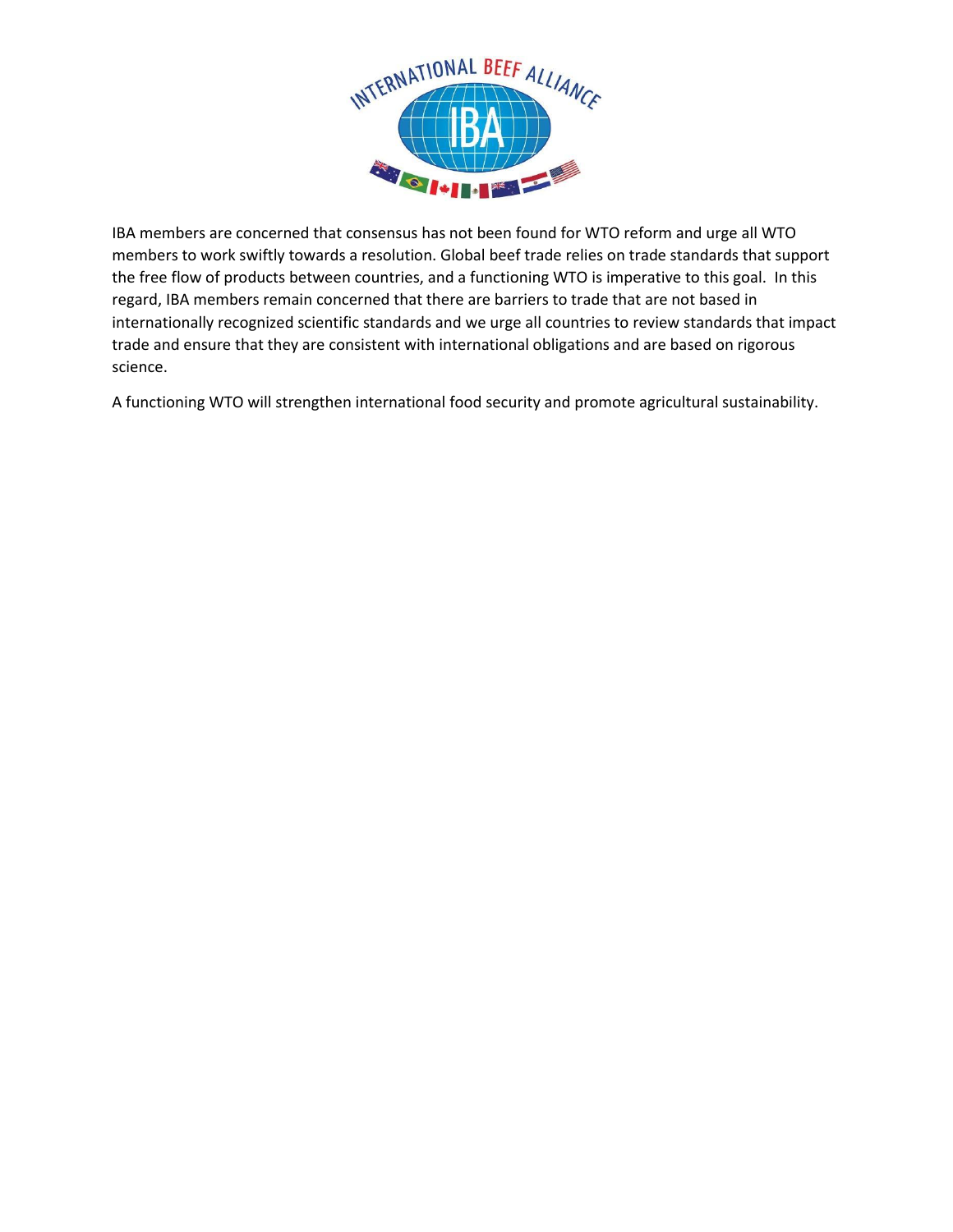IBA members are concerned that consensus has not been found for WTO reform and urge all WTO members to work swiftly towards a resolution. Global beef trade relies on trade standards that support the free flow of products between countries, and a functioning WTO is imperative to this goal. In this regard, IBA members remain concerned that there are barriers to trade that are not based in internationally recognized scientific standards and we urge all countries to review standards that impact trade and ensure that they are consistent with international obligations and are based on rigorous science.

A functioning WTO will strengthen international food security and promote agricultural sustainability.